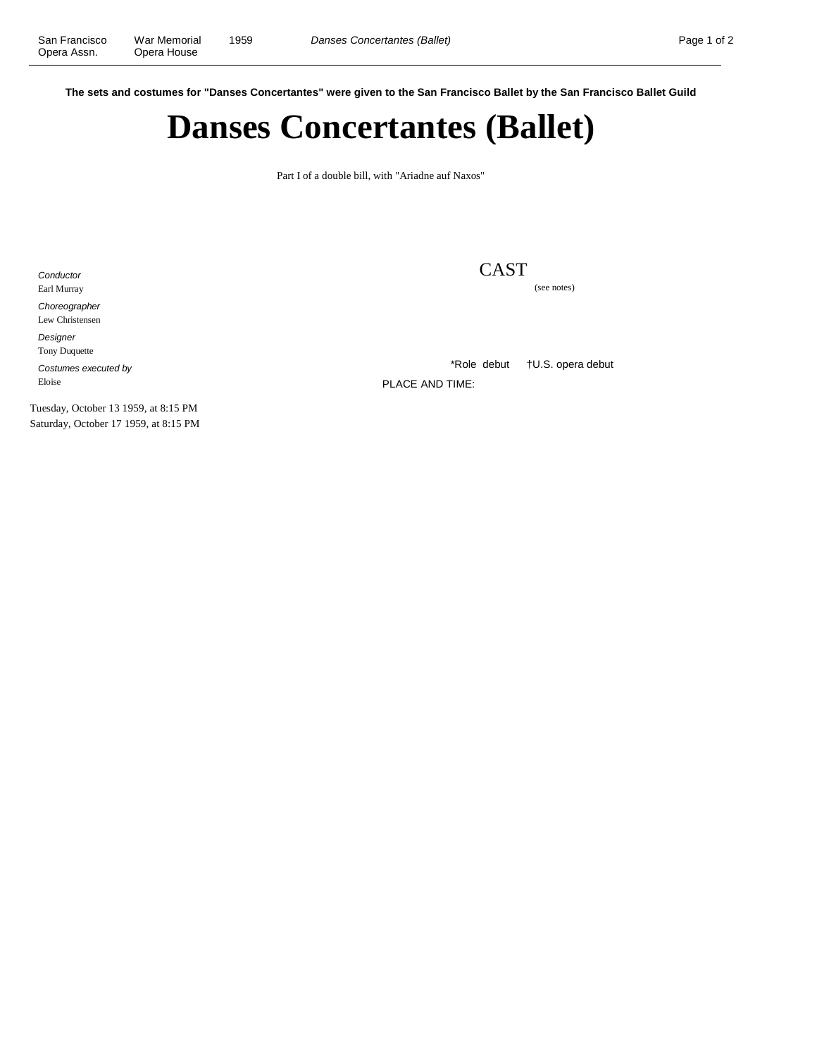**The sets and costumes for "Danses Concertantes" were given to the San Francisco Ballet by the San Francisco Ballet Guild**

# Danses Concertantes (Ballet)

Part I of a double bill, with "Ariadne auf Naxos"

*Conductor*
Earl Murray

*Choreographer*
Lew Christensen

*Designer*
Tony Duquette

*Costumes executed by*
Eloise

Tuesday, October 13 1959, at 8:15 PM
Saturday, October 17 1959, at 8:15 PM

## CAST

(see notes)

*Role debut †U.S. opera debut

PLACE AND TIME: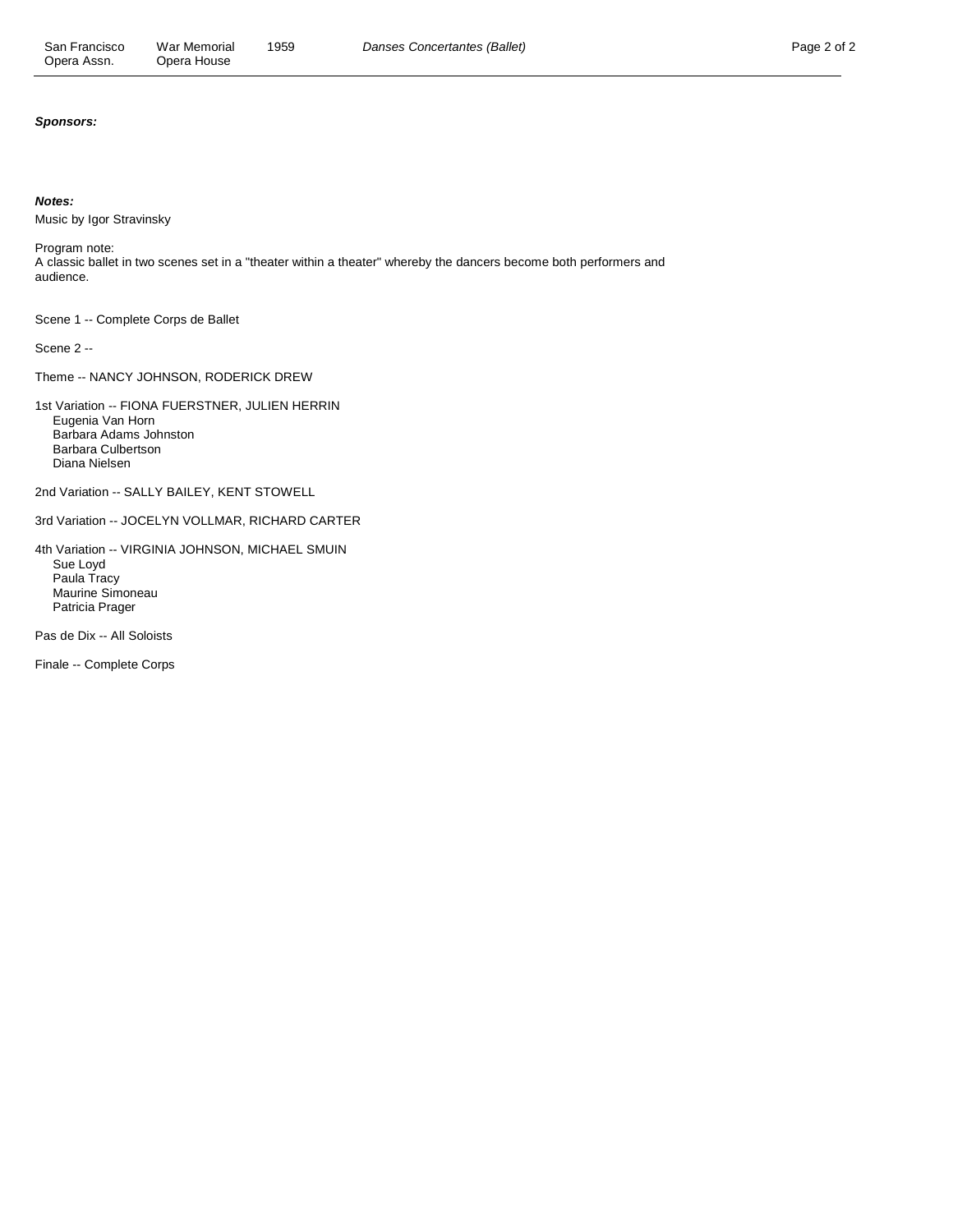***Sponsors:***

***Notes:***

Music by Igor Stravinsky

Program note:
A classic ballet in two scenes set in a "theater within a theater" whereby the dancers become both performers and audience.

Scene 1 -- Complete Corps de Ballet

Scene 2 --

Theme -- NANCY JOHNSON, RODERICK DREW

1st Variation -- FIONA FUERSTNER, JULIEN HERRIN
  Eugenia Van Horn
  Barbara Adams Johnston
  Barbara Culbertson
  Diana Nielsen

2nd Variation -- SALLY BAILEY, KENT STOWELL

3rd Variation -- JOCELYN VOLLMAR, RICHARD CARTER

4th Variation -- VIRGINIA JOHNSON, MICHAEL SMUIN
  Sue Loyd
  Paula Tracy
  Maurine Simoneau
  Patricia Prager

Pas de Dix -- All Soloists

Finale -- Complete Corps